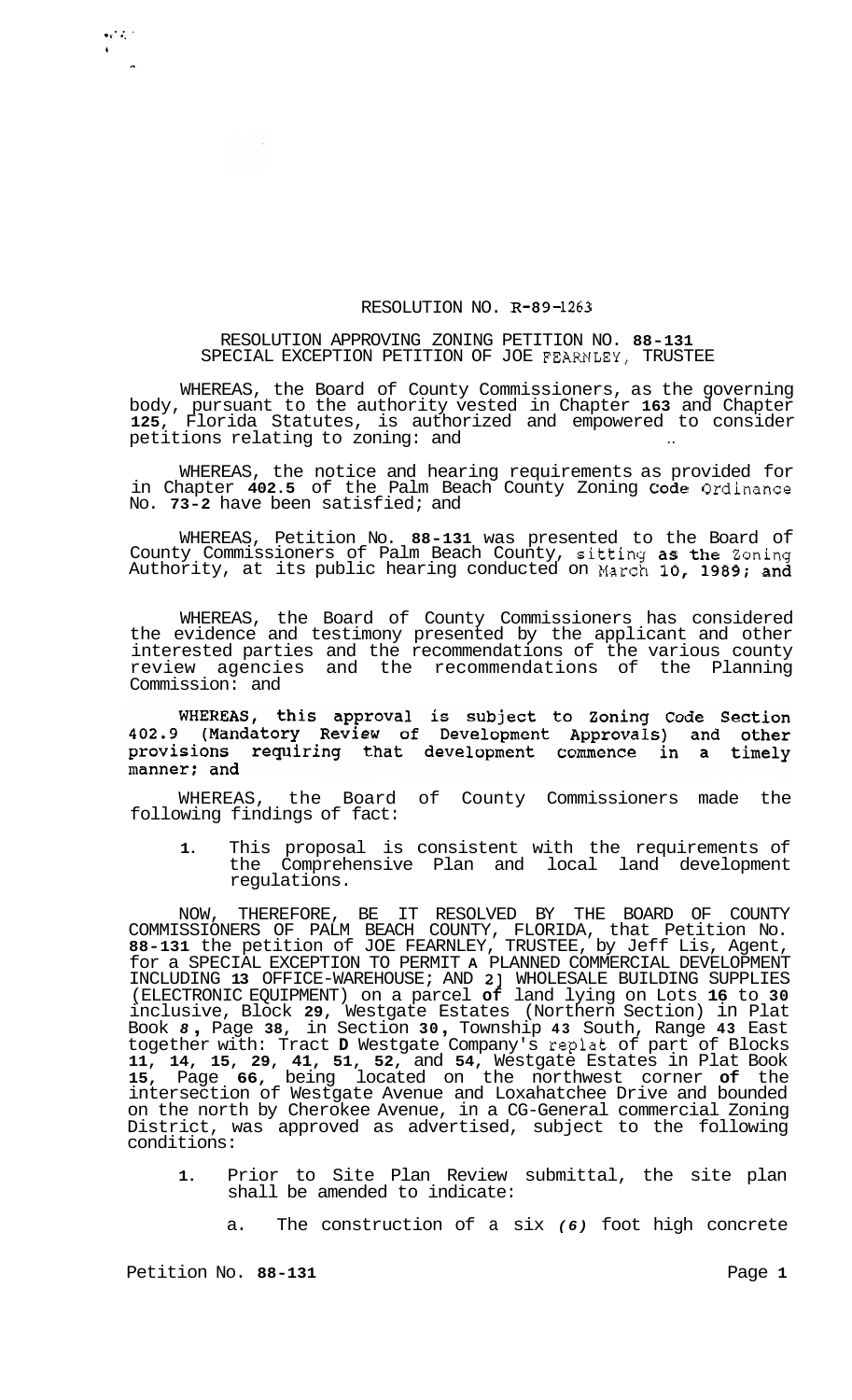RESOLUTION NO. R-89-1263

RESOLUTION APPROVING ZONING PETITION NO. 88-131
SPECIAL EXCEPTION PETITION OF JOE FEARNLEY, TRUSTEE

WHEREAS, the Board of County Commissioners, as the governing body, pursuant to the authority vested in Chapter 163 and Chapter 125, Florida Statutes, is authorized and empowered to consider petitions relating to zoning: and

WHEREAS, the notice and hearing requirements as provided for in Chapter 402.5 of the Palm Beach County Zoning Code Ordinance No. 73-2 have been satisfied; and

WHEREAS, Petition No. 88-131 was presented to the Board of County Commissioners of Palm Beach County, sitting as the Zoning Authority, at its public hearing conducted on March 10, 1989; and

WHEREAS, the Board of County Commissioners has considered the evidence and testimony presented by the applicant and other interested parties and the recommendations of the various county review agencies and the recommendations of the Planning Commission: and

WHEREAS, this approval is subject to Zoning Code Section 402.9 (Mandatory Review of Development Approvals) and other provisions requiring that development commence in a timely manner; and

WHEREAS, the Board of County Commissioners made the following findings of fact:

1. This proposal is consistent with the requirements of the Comprehensive Plan and local land development regulations.

NOW, THEREFORE, BE IT RESOLVED BY THE BOARD OF COUNTY COMMISSIONERS OF PALM BEACH COUNTY, FLORIDA, that Petition No. 88-131 the petition of JOE FEARNLEY, TRUSTEE, by Jeff Lis, Agent, for a SPECIAL EXCEPTION TO PERMIT A PLANNED COMMERCIAL DEVELOPMENT INCLUDING 1] OFFICE-WAREHOUSE; AND 2] WHOLESALE BUILDING SUPPLIES (ELECTRONIC EQUIPMENT) on a parcel of land lying on Lots 16 to 30 inclusive, Block 29, Westgate Estates (Northern Section) in Plat Book 8, Page 38, in Section 30, Township 43 South, Range 43 East together with: Tract D Westgate Company's replat of part of Blocks 11, 14, 15, 29, 41, 51, 52, and 54, Westgate Estates in Plat Book 15, Page 66, being located on the northwest corner of the intersection of Westgate Avenue and Loxahatchee Drive and bounded on the north by Cherokee Avenue, in a CG-General commercial Zoning District, was approved as advertised, subject to the following conditions:

1. Prior to Site Plan Review submittal, the site plan shall be amended to indicate:

   a. The construction of a six *(6)* foot high concrete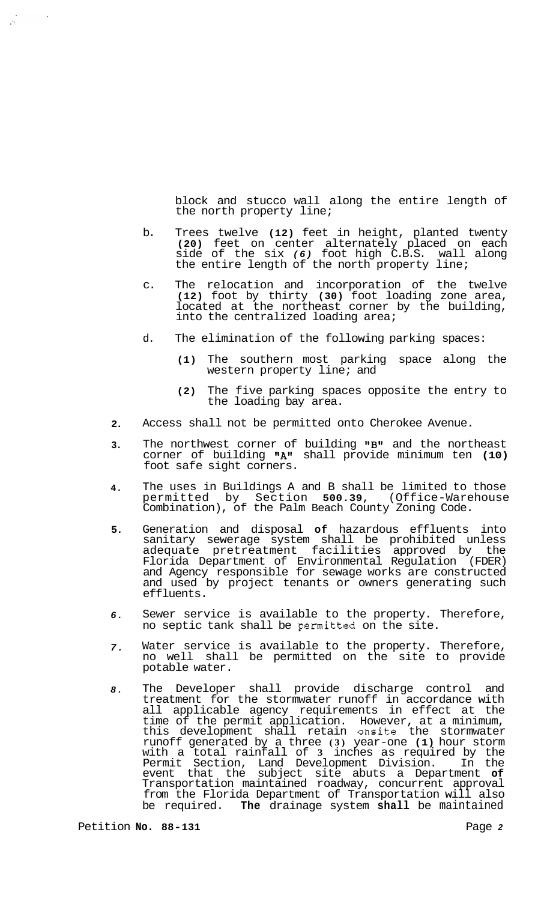block and stucco wall along the entire length of the north property line;

b. Trees twelve **(12)** feet in height, planted twenty **(20)** feet on center alternately placed on each side of the six *(6)* foot high C.B.S. wall along the entire length of the north property line;

c. The relocation and incorporation of the twelve **(12)** foot by thirty **(30)** foot loading zone area, located at the northeast corner by the building, into the centralized loading area;

d. The elimination of the following parking spaces:

   **(1)** The southern most parking space along the western property line; and

   **(2)** The five parking spaces opposite the entry to the loading bay area.

**2.** Access shall not be permitted onto Cherokee Avenue.

**3.** The northwest corner of building "B" and the northeast corner of building "A" shall provide minimum ten **(10)** foot safe sight corners.

**4.** The uses in Buildings A and B shall be limited to those permitted by Section **500.39**, (Office-Warehouse Combination), of the Palm Beach County Zoning Code.

**5.** Generation and disposal **of** hazardous effluents into sanitary sewerage system shall be prohibited unless adequate pretreatment facilities approved by the Florida Department of Environmental Regulation (FDER) and Agency responsible for sewage works are constructed and used by project tenants or owners generating such effluents.

*6.* Sewer service is available to the property. Therefore, no septic tank shall be permitted on the site.

*7.* Water service is available to the property. Therefore, no well shall be permitted on the site to provide potable water.

*8.* The Developer shall provide discharge control and treatment for the stormwater runoff in accordance with all applicable agency requirements in effect at the time of the permit application. However, at a minimum, this development shall retain onsite the stormwater runoff generated by a three **(3)** year-one **(1)** hour storm with a total rainfall of **3** inches as required by the Permit Section, Land Development Division. In the event that the subject site abuts a Department **of** Transportation maintained roadway, concurrent approval from the Florida Department of Transportation will also be required. **The** drainage system **shall** be maintained

Petition **No. 88-131**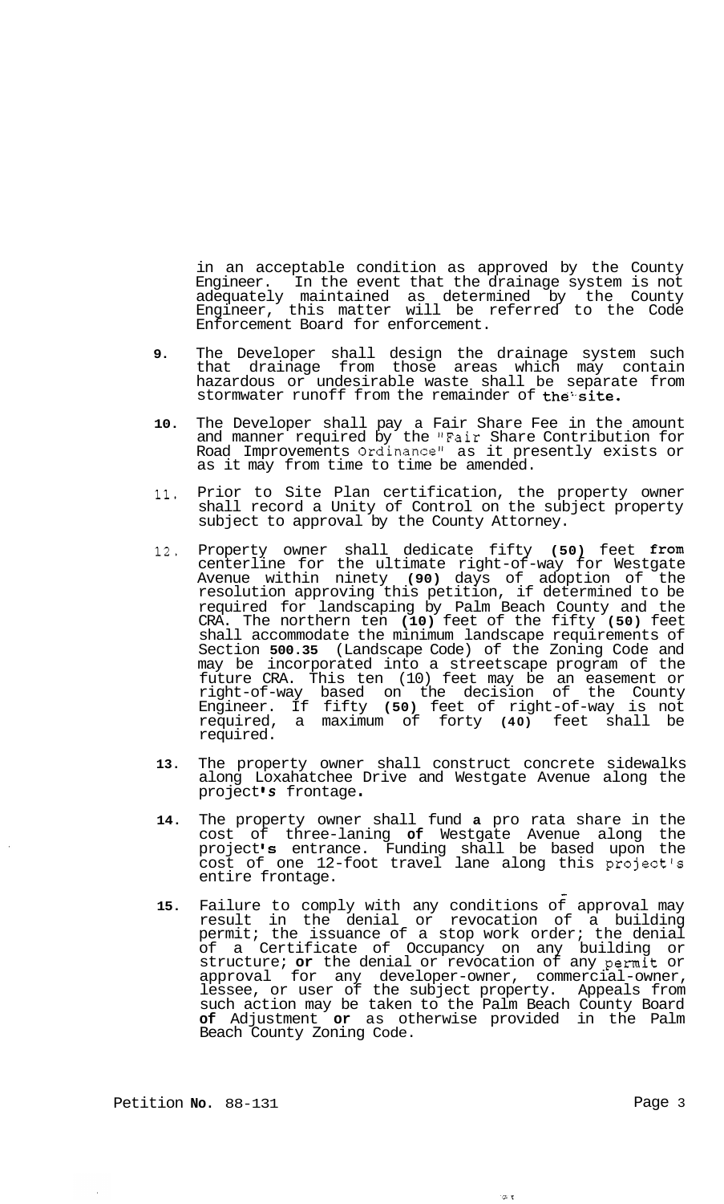in an acceptable condition as approved by the County Engineer. In the event that the drainage system is not adequately maintained as determined by the County Engineer, this matter will be referred to the Code Enforcement Board for enforcement.

9. The Developer shall design the drainage system such that drainage from those areas which may contain hazardous or undesirable waste shall be separate from stormwater runoff from the remainder of the site.

10. The Developer shall pay a Fair Share Fee in the amount and manner required by the "Fair Share Contribution for Road Improvements Ordinance" as it presently exists or as it may from time to time be amended.

11. Prior to Site Plan certification, the property owner shall record a Unity of Control on the subject property subject to approval by the County Attorney.

12. Property owner shall dedicate fifty **(50)** feet from centerline for the ultimate right-of-way for Westgate Avenue within ninety **(90)** days of adoption of the resolution approving this petition, if determined to be required for landscaping by Palm Beach County and the CRA. The northern ten **(10)** feet of the fifty **(50)** feet shall accommodate the minimum landscape requirements of Section **500.35** (Landscape Code) of the Zoning Code and may be incorporated into a streetscape program of the future CRA. This ten (10) feet may be an easement or right-of-way based on the decision of the County Engineer. If fifty **(50)** feet of right-of-way is not required, a maximum of forty **(40)** feet shall be required.

13. The property owner shall construct concrete sidewalks along Loxahatchee Drive and Westgate Avenue along the project's frontage.

14. The property owner shall fund a pro rata share in the cost of three-laning of Westgate Avenue along the project's entrance. Funding shall be based upon the cost of one 12-foot travel lane along this project's entire frontage.

15. Failure to comply with any conditions of approval may result in the denial or revocation of a building permit; the issuance of a stop work order; the denial of a Certificate of Occupancy on any building or structure; **or** the denial or revocation of any permit or approval for any developer-owner, commercial-owner, lessee, or user of the subject property. Appeals from such action may be taken to the Palm Beach County Board **of** Adjustment **or** as otherwise provided in the Palm Beach County Zoning Code.

Petition No. 88-131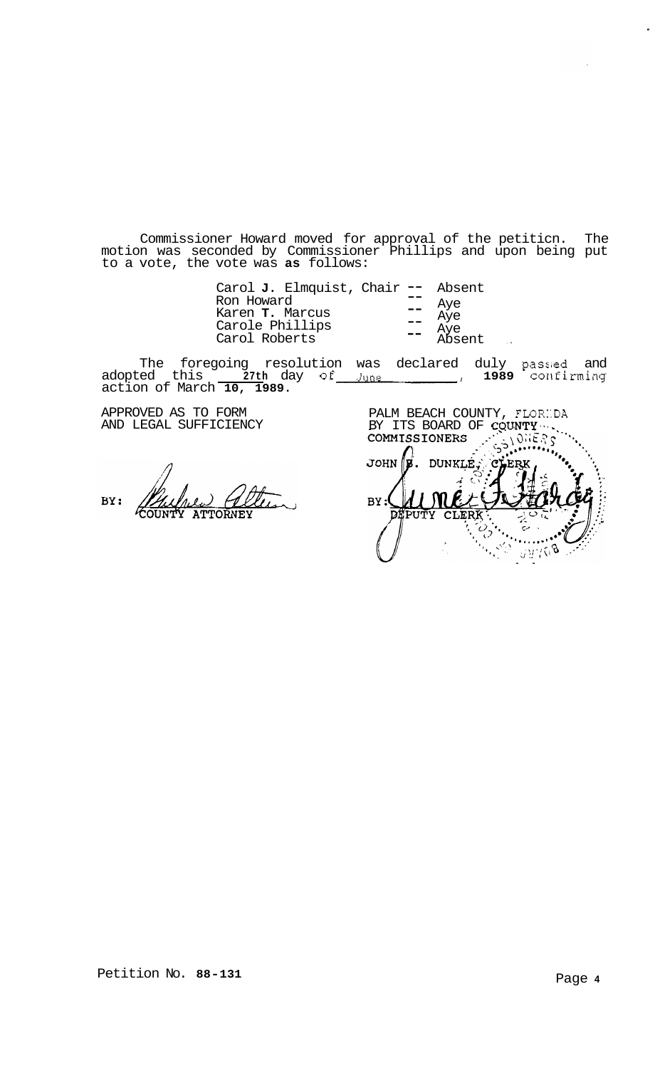Commissioner Howard moved for approval of the petiticn. The motion was seconded by Commissioner Phillips and upon being put to a vote, the vote was as follows:

| | | |
|---|---|---|
| Carol J. Elmquist, Chair | -- | Absent |
| Ron Howard | -- | Aye |
| Karen T. Marcus | -- | Aye |
| Carole Phillips | -- | Aye |
| Carol Roberts | -- | Absent |

The foregoing resolution was declared duly passed and adopted this 27th day of June, 1989 confirming action of March 10, 1989.

APPROVED AS TO FORM
AND LEGAL SUFFICIENCY

BY: COUNTY ATTORNEY

PALM BEACH COUNTY, FLORIDA
BY ITS BOARD OF COUNTY
COMMISSIONERS

JOHN B. DUNKLE, CLERK

BY: DEPUTY CLERK

Petition No. 88-131